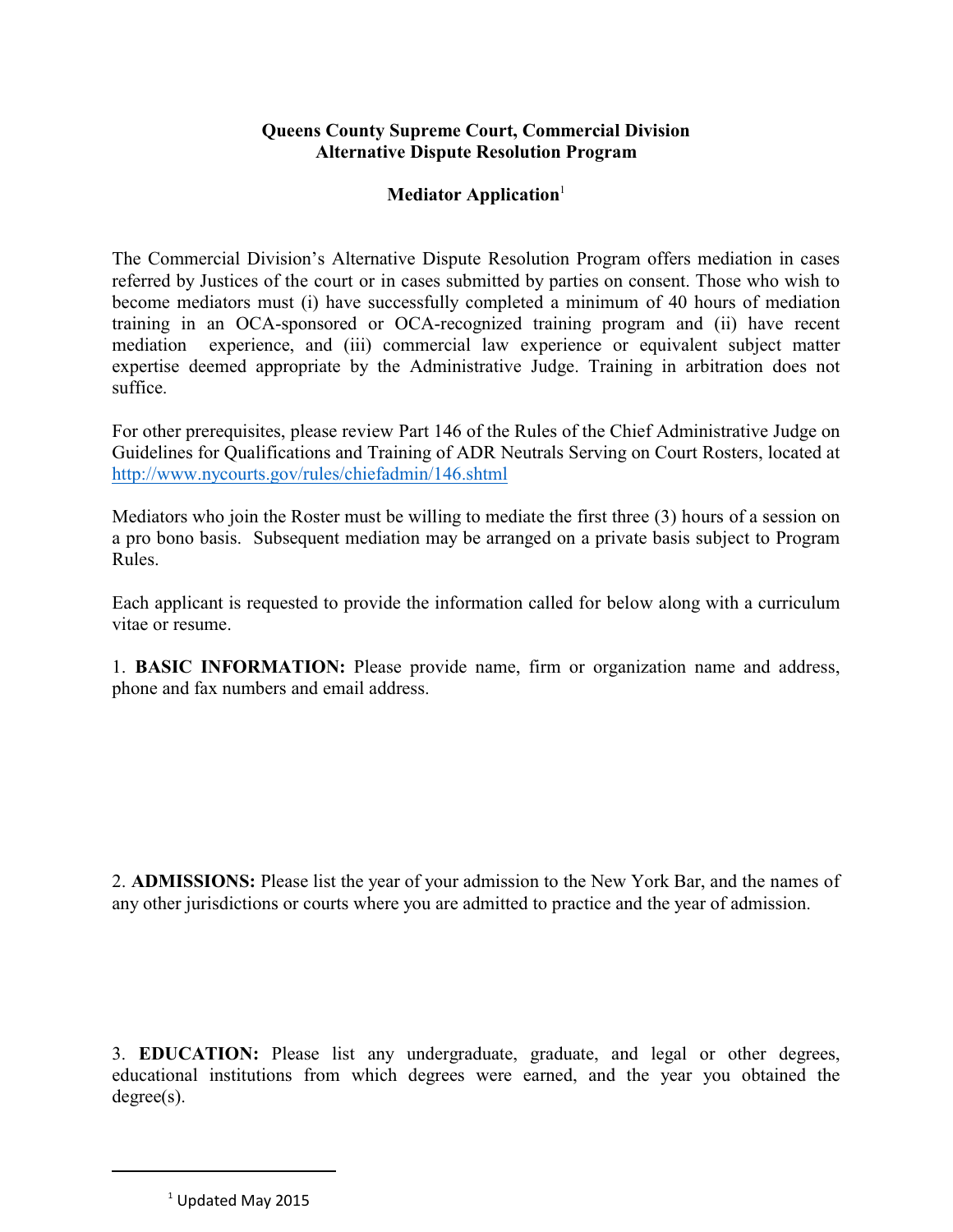**Queens County Supreme Court, Commercial Division**
**Alternative Dispute Resolution Program**

**Mediator Application**[1]

The Commercial Division's Alternative Dispute Resolution Program offers mediation in cases referred by Justices of the court or in cases submitted by parties on consent. Those who wish to become mediators must (i) have successfully completed a minimum of 40 hours of mediation training in an OCA-sponsored or OCA-recognized training program and (ii) have recent mediation experience, and (iii) commercial law experience or equivalent subject matter expertise deemed appropriate by the Administrative Judge. Training in arbitration does not suffice.

For other prerequisites, please review Part 146 of the Rules of the Chief Administrative Judge on Guidelines for Qualifications and Training of ADR Neutrals Serving on Court Rosters, located at http://www.nycourts.gov/rules/chiefadmin/146.shtml

Mediators who join the Roster must be willing to mediate the first three (3) hours of a session on a pro bono basis. Subsequent mediation may be arranged on a private basis subject to Program Rules.

Each applicant is requested to provide the information called for below along with a curriculum vitae or resume.

1. **BASIC INFORMATION:** Please provide name, firm or organization name and address, phone and fax numbers and email address.

2. **ADMISSIONS:** Please list the year of your admission to the New York Bar, and the names of any other jurisdictions or courts where you are admitted to practice and the year of admission.

3. **EDUCATION:** Please list any undergraduate, graduate, and legal or other degrees, educational institutions from which degrees were earned, and the year you obtained the degree(s).

[1] Updated May 2015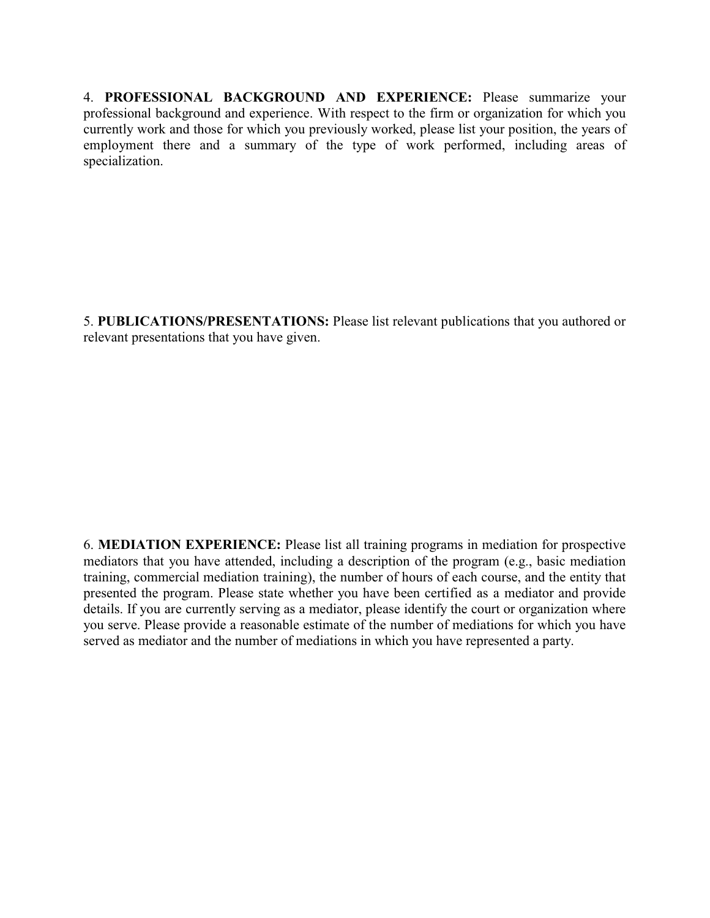4. **PROFESSIONAL BACKGROUND AND EXPERIENCE:** Please summarize your professional background and experience. With respect to the firm or organization for which you currently work and those for which you previously worked, please list your position, the years of employment there and a summary of the type of work performed, including areas of specialization.

5. **PUBLICATIONS/PRESENTATIONS:** Please list relevant publications that you authored or relevant presentations that you have given.

6. **MEDIATION EXPERIENCE:** Please list all training programs in mediation for prospective mediators that you have attended, including a description of the program (e.g., basic mediation training, commercial mediation training), the number of hours of each course, and the entity that presented the program. Please state whether you have been certified as a mediator and provide details. If you are currently serving as a mediator, please identify the court or organization where you serve. Please provide a reasonable estimate of the number of mediations for which you have served as mediator and the number of mediations in which you have represented a party.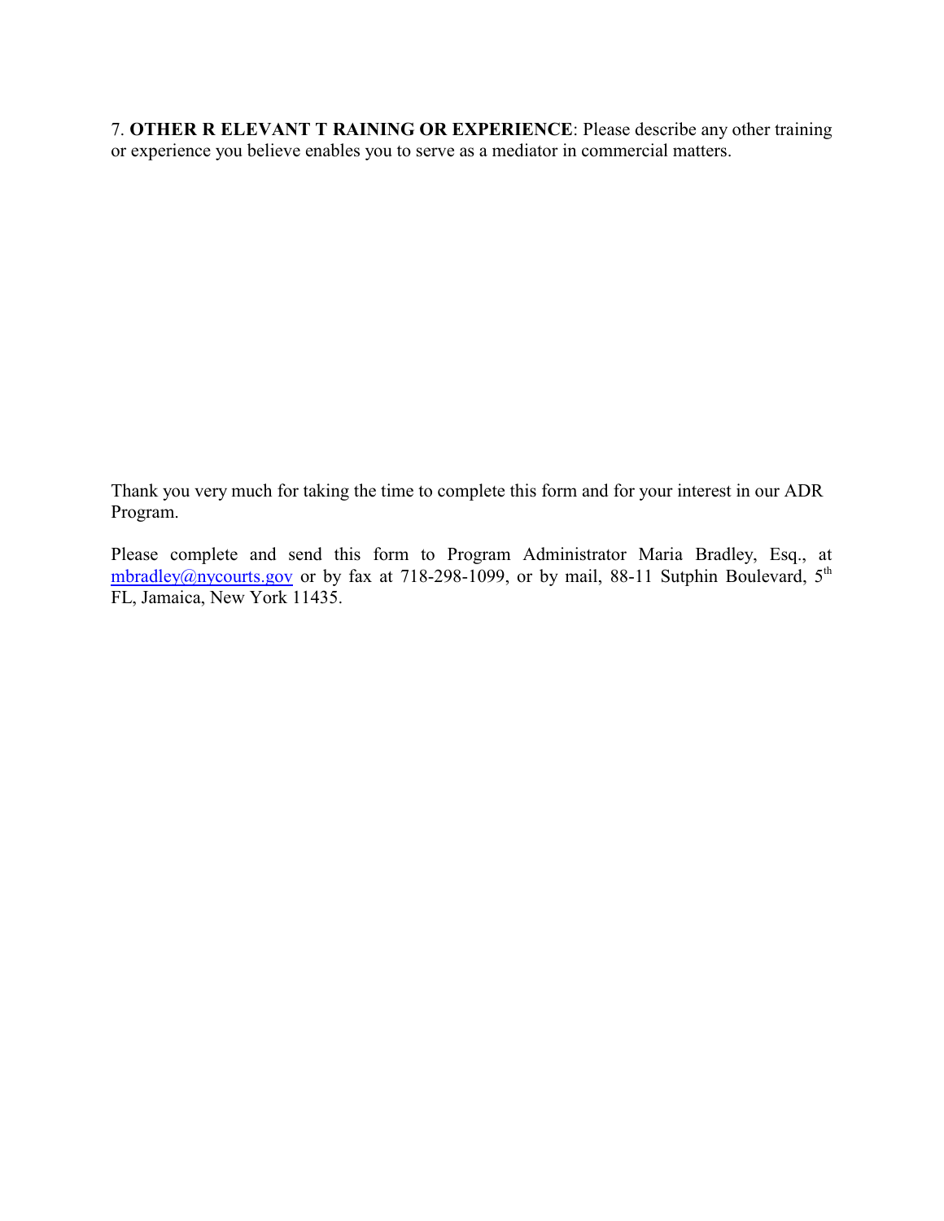7. **OTHER RELEVANT TRAINING OR EXPERIENCE**: Please describe any other training or experience you believe enables you to serve as a mediator in commercial matters.

Thank you very much for taking the time to complete this form and for your interest in our ADR Program.

Please complete and send this form to Program Administrator Maria Bradley, Esq., at mbradley@nycourts.gov or by fax at 718-298-1099, or by mail, 88-11 Sutphin Boulevard, 5th FL, Jamaica, New York 11435.